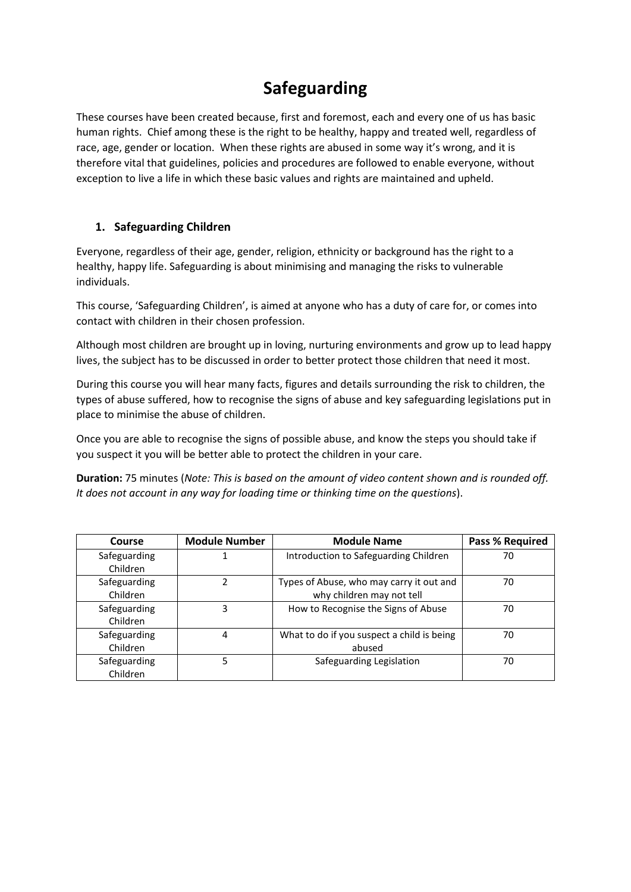# Safeguarding

These courses have been created because, first and foremost, each and every one of us has basic human rights. Chief among these is the right to be healthy, happy and treated well, regardless of race, age, gender or location. When these rights are abused in some way it's wrong, and it is therefore vital that guidelines, policies and procedures are followed to enable everyone, without exception to live a life in which these basic values and rights are maintained and upheld.

## 1. Safeguarding Children

Everyone, regardless of their age, gender, religion, ethnicity or background has the right to a healthy, happy life. Safeguarding is about minimising and managing the risks to vulnerable individuals.

This course, 'Safeguarding Children', is aimed at anyone who has a duty of care for, or comes into contact with children in their chosen profession.

Although most children are brought up in loving, nurturing environments and grow up to lead happy lives, the subject has to be discussed in order to better protect those children that need it most.

During this course you will hear many facts, figures and details surrounding the risk to children, the types of abuse suffered, how to recognise the signs of abuse and key safeguarding legislations put in place to minimise the abuse of children.

Once you are able to recognise the signs of possible abuse, and know the steps you should take if you suspect it you will be better able to protect the children in your care.

**Duration:** 75 minutes (*Note: This is based on the amount of video content shown and is rounded off. It does not account in any way for loading time or thinking time on the questions*).

| Course | Module Number | Module Name | Pass % Required |
|---|---|---|---|
| Safeguarding Children | 1 | Introduction to Safeguarding Children | 70 |
| Safeguarding Children | 2 | Types of Abuse, who may carry it out and why children may not tell | 70 |
| Safeguarding Children | 3 | How to Recognise the Signs of Abuse | 70 |
| Safeguarding Children | 4 | What to do if you suspect a child is being abused | 70 |
| Safeguarding Children | 5 | Safeguarding Legislation | 70 |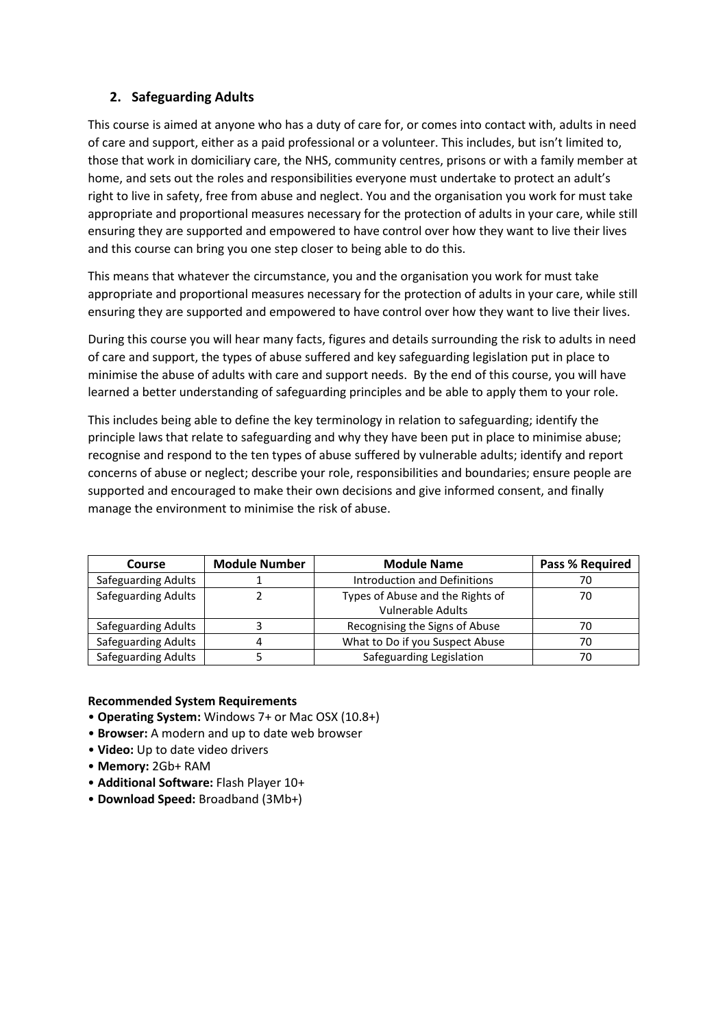## 2. Safeguarding Adults

This course is aimed at anyone who has a duty of care for, or comes into contact with, adults in need of care and support, either as a paid professional or a volunteer. This includes, but isn't limited to, those that work in domiciliary care, the NHS, community centres, prisons or with a family member at home, and sets out the roles and responsibilities everyone must undertake to protect an adult's right to live in safety, free from abuse and neglect. You and the organisation you work for must take appropriate and proportional measures necessary for the protection of adults in your care, while still ensuring they are supported and empowered to have control over how they want to live their lives and this course can bring you one step closer to being able to do this.

This means that whatever the circumstance, you and the organisation you work for must take appropriate and proportional measures necessary for the protection of adults in your care, while still ensuring they are supported and empowered to have control over how they want to live their lives.

During this course you will hear many facts, figures and details surrounding the risk to adults in need of care and support, the types of abuse suffered and key safeguarding legislation put in place to minimise the abuse of adults with care and support needs. By the end of this course, you will have learned a better understanding of safeguarding principles and be able to apply them to your role.

This includes being able to define the key terminology in relation to safeguarding; identify the principle laws that relate to safeguarding and why they have been put in place to minimise abuse; recognise and respond to the ten types of abuse suffered by vulnerable adults; identify and report concerns of abuse or neglect; describe your role, responsibilities and boundaries; ensure people are supported and encouraged to make their own decisions and give informed consent, and finally manage the environment to minimise the risk of abuse.

| Course | Module Number | Module Name | Pass % Required |
|---|---|---|---|
| Safeguarding Adults | 1 | Introduction and Definitions | 70 |
| Safeguarding Adults | 2 | Types of Abuse and the Rights of Vulnerable Adults | 70 |
| Safeguarding Adults | 3 | Recognising the Signs of Abuse | 70 |
| Safeguarding Adults | 4 | What to Do if you Suspect Abuse | 70 |
| Safeguarding Adults | 5 | Safeguarding Legislation | 70 |

**Recommended System Requirements**

- **Operating System:** Windows 7+ or Mac OSX (10.8+)
- **Browser:** A modern and up to date web browser
- **Video:** Up to date video drivers
- **Memory:** 2Gb+ RAM
- **Additional Software:** Flash Player 10+
- **Download Speed:** Broadband (3Mb+)